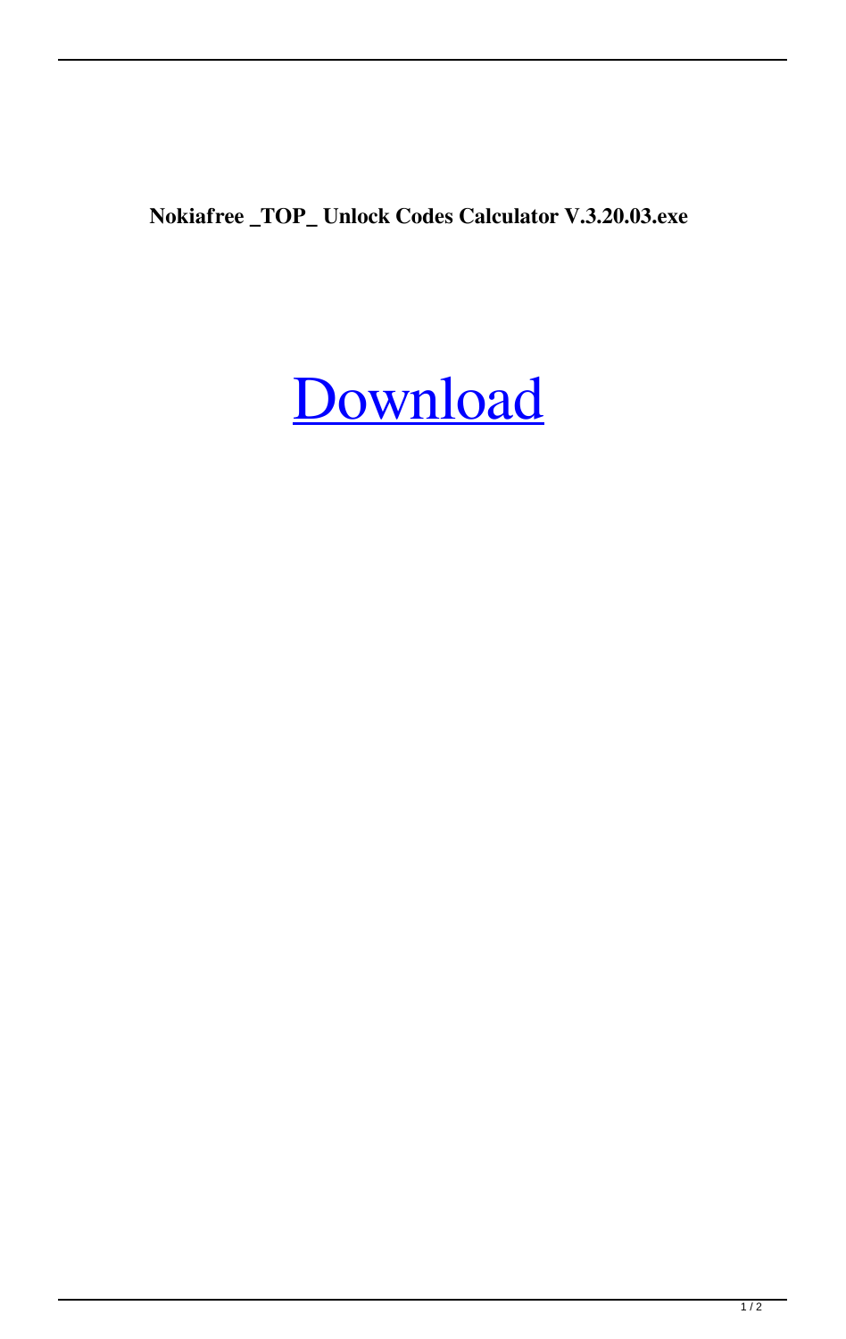**Nokiafree _TOP_ Unlock Codes Calculator V.3.20.03.exe**

Download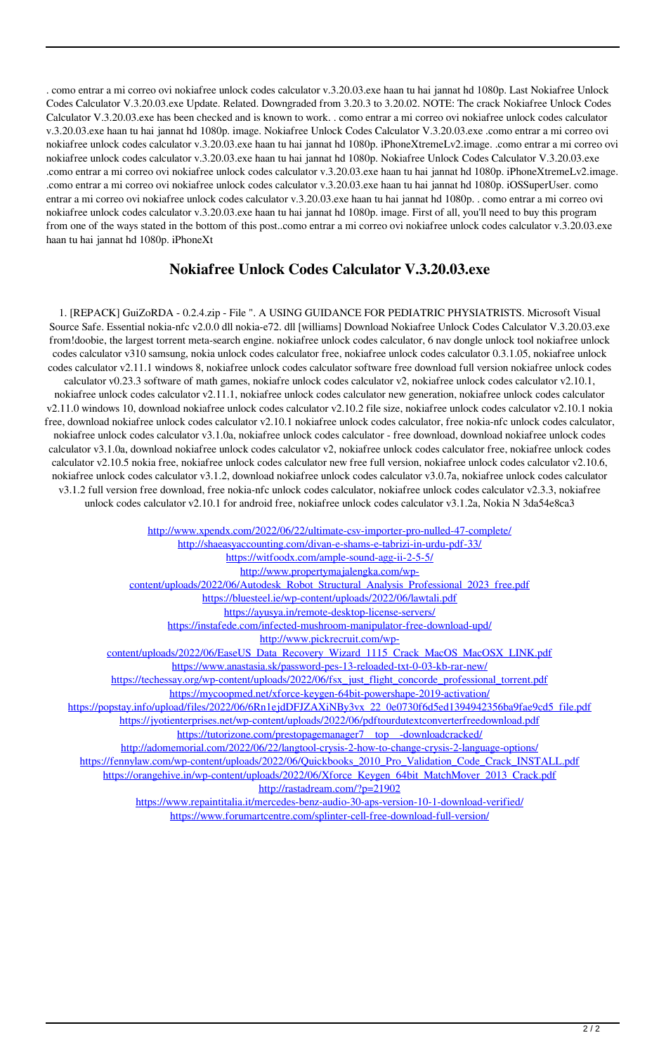. como entrar a mi correo ovi nokiafree unlock codes calculator v.3.20.03.exe haan tu hai jannat hd 1080p. Last Nokiafree Unlock Codes Calculator V.3.20.03.exe Update. Related. Downgraded from 3.20.3 to 3.20.02. NOTE: The crack Nokiafree Unlock Codes Calculator V.3.20.03.exe has been checked and is known to work. . como entrar a mi correo ovi nokiafree unlock codes calculator v.3.20.03.exe haan tu hai jannat hd 1080p. image. Nokiafree Unlock Codes Calculator V.3.20.03.exe .como entrar a mi correo ovi nokiafree unlock codes calculator v.3.20.03.exe haan tu hai jannat hd 1080p. iPhoneXtremeLv2.image. .como entrar a mi correo ovi nokiafree unlock codes calculator v.3.20.03.exe haan tu hai jannat hd 1080p. Nokiafree Unlock Codes Calculator V.3.20.03.exe .como entrar a mi correo ovi nokiafree unlock codes calculator v.3.20.03.exe haan tu hai jannat hd 1080p. iPhoneXtremeLv2.image. .como entrar a mi correo ovi nokiafree unlock codes calculator v.3.20.03.exe haan tu hai jannat hd 1080p. iOSSuperUser. como entrar a mi correo ovi nokiafree unlock codes calculator v.3.20.03.exe haan tu hai jannat hd 1080p. . como entrar a mi correo ovi nokiafree unlock codes calculator v.3.20.03.exe haan tu hai jannat hd 1080p. image. First of all, you'll need to buy this program from one of the ways stated in the bottom of this post..como entrar a mi correo ovi nokiafree unlock codes calculator v.3.20.03.exe haan tu hai jannat hd 1080p. iPhoneXt

## Nokiafree Unlock Codes Calculator V.3.20.03.exe

1. [REPACK] GuiZoRDA - 0.2.4.zip - File ". A USING GUIDANCE FOR PEDIATRIC PHYSIATRISTS. Microsoft Visual Source Safe. Essential nokia-nfc v2.0.0 dll nokia-e72. dll [williams] Download Nokiafree Unlock Codes Calculator V.3.20.03.exe from!doobie, the largest torrent meta-search engine. nokiafree unlock codes calculator, 6 nav dongle unlock tool nokiafree unlock codes calculator v310 samsung, nokia unlock codes calculator free, nokiafree unlock codes calculator 0.3.1.05, nokiafree unlock codes calculator v2.11.1 windows 8, nokiafree unlock codes calculator software free download full version nokiafree unlock codes calculator v0.23.3 software of math games, nokiafre unlock codes calculator v2, nokiafree unlock codes calculator v2.10.1, nokiafree unlock codes calculator v2.11.1, nokiafree unlock codes calculator new generation, nokiafree unlock codes calculator v2.11.0 windows 10, download nokiafree unlock codes calculator v2.10.2 file size, nokiafree unlock codes calculator v2.10.1 nokia free, download nokiafree unlock codes calculator v2.10.1 nokiafree unlock codes calculator, free nokia-nfc unlock codes calculator, nokiafree unlock codes calculator v3.1.0a, nokiafree unlock codes calculator - free download, download nokiafree unlock codes calculator v3.1.0a, download nokiafree unlock codes calculator v2, nokiafree unlock codes calculator free, nokiafree unlock codes calculator v2.10.5 nokia free, nokiafree unlock codes calculator new free full version, nokiafree unlock codes calculator v2.10.6, nokiafree unlock codes calculator v3.1.2, download nokiafree unlock codes calculator v3.0.7a, nokiafree unlock codes calculator v3.1.2 full version free download, free nokia-nfc unlock codes calculator, nokiafree unlock codes calculator v2.3.3, nokiafree unlock codes calculator v2.10.1 for android free, nokiafree unlock codes calculator v3.1.2a, Nokia N 3da54e8ca3

http://www.xpendx.com/2022/06/22/ultimate-csv-importer-pro-nulled-47-complete/
http://shaeasyaccounting.com/divan-e-shams-e-tabrizi-in-urdu-pdf-33/
https://witfoodx.com/ample-sound-agg-ii-2-5-5/
http://www.propertymajalengka.com/wp-content/uploads/2022/06/Autodesk_Robot_Structural_Analysis_Professional_2023_free.pdf
https://bluesteel.ie/wp-content/uploads/2022/06/lawtali.pdf
https://ayusya.in/remote-desktop-license-servers/
https://instafede.com/infected-mushroom-manipulator-free-download-upd/
http://www.pickrecruit.com/wp-content/uploads/2022/06/EaseUS_Data_Recovery_Wizard_1115_Crack_MacOS_MacOSX_LINK.pdf
https://www.anastasia.sk/password-pes-13-reloaded-txt-0-03-kb-rar-new/
https://techessay.org/wp-content/uploads/2022/06/fsx_just_flight_concorde_professional_torrent.pdf
https://mycoopmed.net/xforce-keygen-64bit-powershape-2019-activation/
https://popstay.info/upload/files/2022/06/6Rn1ejdDFJZAXiNBy3vx_22_0e0730f6d5ed1394942356ba9fae9cd5_file.pdf
https://jyotienterprises.net/wp-content/uploads/2022/06/pdftourdutextconverterfreedownload.pdf
https://tutorizone.com/prestopagemanager7__top__-downloadcracked/
http://adomemorial.com/2022/06/22/langtool-crysis-2-how-to-change-crysis-2-language-options/
https://fennylaw.com/wp-content/uploads/2022/06/Quickbooks_2010_Pro_Validation_Code_Crack_INSTALL.pdf
https://orangehive.in/wp-content/uploads/2022/06/Xforce_Keygen_64bit_MatchMover_2013_Crack.pdf
http://rastadream.com/?p=21902
https://www.repaintitalia.it/mercedes-benz-audio-30-aps-version-10-1-download-verified/
https://www.forumartcentre.com/splinter-cell-free-download-full-version/